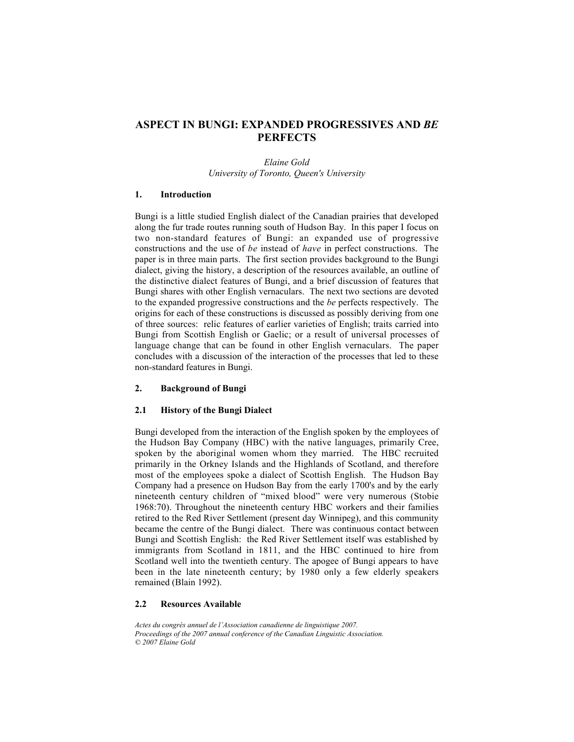# ASPECT IN BUNGI: EXPANDED PROGRESSIVES AND *BE* PERFECTS

*Elaine Gold*
*University of Toronto, Queen's University*

## 1. Introduction

Bungi is a little studied English dialect of the Canadian prairies that developed along the fur trade routes running south of Hudson Bay. In this paper I focus on two non-standard features of Bungi: an expanded use of progressive constructions and the use of *be* instead of *have* in perfect constructions. The paper is in three main parts. The first section provides background to the Bungi dialect, giving the history, a description of the resources available, an outline of the distinctive dialect features of Bungi, and a brief discussion of features that Bungi shares with other English vernaculars. The next two sections are devoted to the expanded progressive constructions and the *be* perfects respectively. The origins for each of these constructions is discussed as possibly deriving from one of three sources: relic features of earlier varieties of English; traits carried into Bungi from Scottish English or Gaelic; or a result of universal processes of language change that can be found in other English vernaculars. The paper concludes with a discussion of the interaction of the processes that led to these non-standard features in Bungi.

## 2. Background of Bungi

### 2.1 History of the Bungi Dialect

Bungi developed from the interaction of the English spoken by the employees of the Hudson Bay Company (HBC) with the native languages, primarily Cree, spoken by the aboriginal women whom they married. The HBC recruited primarily in the Orkney Islands and the Highlands of Scotland, and therefore most of the employees spoke a dialect of Scottish English. The Hudson Bay Company had a presence on Hudson Bay from the early 1700's and by the early nineteenth century children of "mixed blood" were very numerous (Stobie 1968:70). Throughout the nineteenth century HBC workers and their families retired to the Red River Settlement (present day Winnipeg), and this community became the centre of the Bungi dialect. There was continuous contact between Bungi and Scottish English: the Red River Settlement itself was established by immigrants from Scotland in 1811, and the HBC continued to hire from Scotland well into the twentieth century. The apogee of Bungi appears to have been in the late nineteenth century; by 1980 only a few elderly speakers remained (Blain 1992).

### 2.2 Resources Available

*Actes du congrès annuel de l'Association canadienne de linguistique 2007.*
*Proceedings of the 2007 annual conference of the Canadian Linguistic Association.*
*© 2007 Elaine Gold*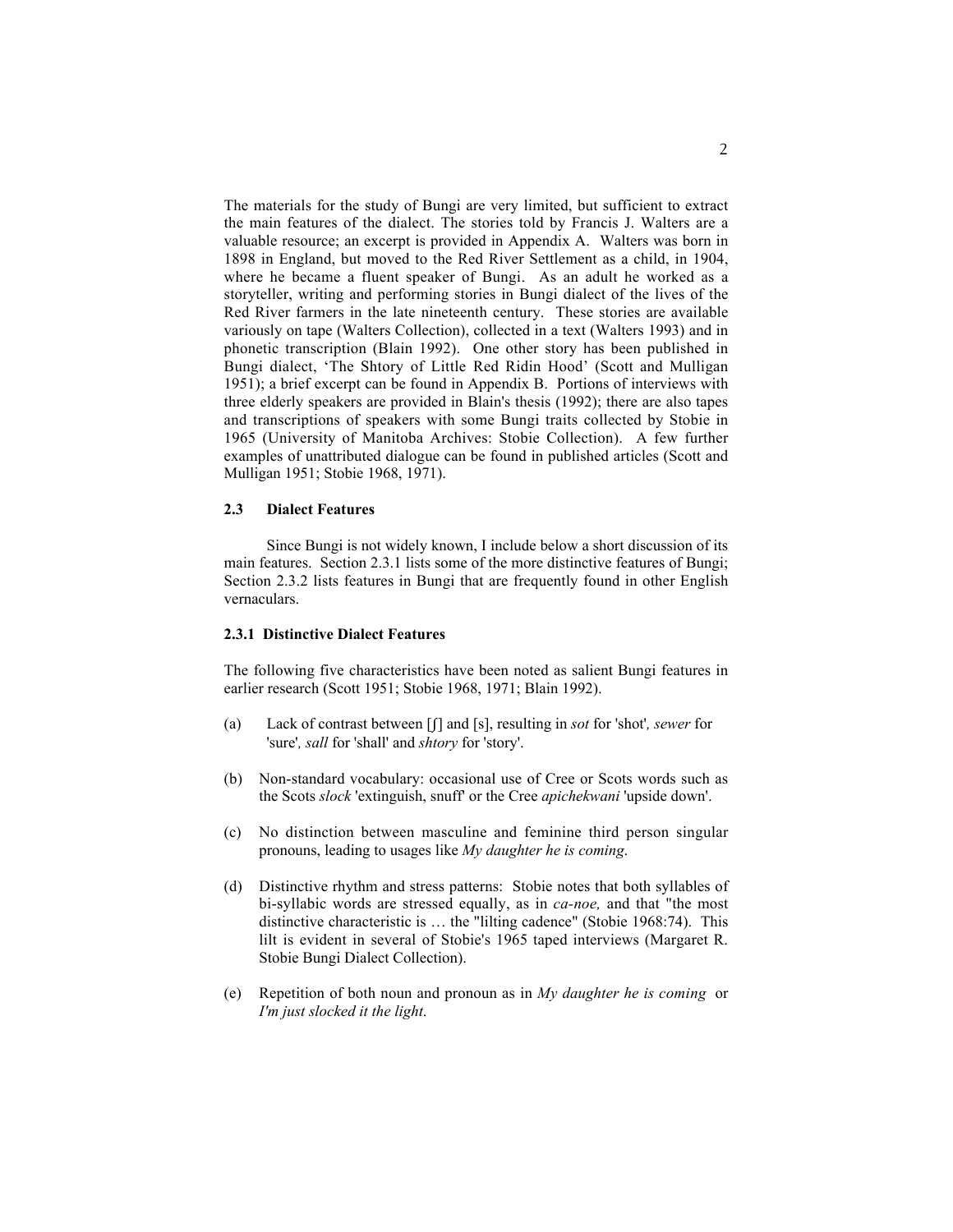The materials for the study of Bungi are very limited, but sufficient to extract the main features of the dialect. The stories told by Francis J. Walters are a valuable resource; an excerpt is provided in Appendix A. Walters was born in 1898 in England, but moved to the Red River Settlement as a child, in 1904, where he became a fluent speaker of Bungi. As an adult he worked as a storyteller, writing and performing stories in Bungi dialect of the lives of the Red River farmers in the late nineteenth century. These stories are available variously on tape (Walters Collection), collected in a text (Walters 1993) and in phonetic transcription (Blain 1992). One other story has been published in Bungi dialect, 'The Shtory of Little Red Ridin Hood' (Scott and Mulligan 1951); a brief excerpt can be found in Appendix B. Portions of interviews with three elderly speakers are provided in Blain's thesis (1992); there are also tapes and transcriptions of speakers with some Bungi traits collected by Stobie in 1965 (University of Manitoba Archives: Stobie Collection). A few further examples of unattributed dialogue can be found in published articles (Scott and Mulligan 1951; Stobie 1968, 1971).

### 2.3 Dialect Features

Since Bungi is not widely known, I include below a short discussion of its main features. Section 2.3.1 lists some of the more distinctive features of Bungi; Section 2.3.2 lists features in Bungi that are frequently found in other English vernaculars.

#### 2.3.1 Distinctive Dialect Features

The following five characteristics have been noted as salient Bungi features in earlier research (Scott 1951; Stobie 1968, 1971; Blain 1992).

(a) Lack of contrast between [ʃ] and [s], resulting in *sot* for 'shot', *sewer* for 'sure', *sall* for 'shall' and *shtory* for 'story'.

(b) Non-standard vocabulary: occasional use of Cree or Scots words such as the Scots *slock* 'extinguish, snuff' or the Cree *apichekwani* 'upside down'.

(c) No distinction between masculine and feminine third person singular pronouns, leading to usages like *My daughter he is coming*.

(d) Distinctive rhythm and stress patterns: Stobie notes that both syllables of bi-syllabic words are stressed equally, as in *ca-noe,* and that "the most distinctive characteristic is … the "lilting cadence" (Stobie 1968:74). This lilt is evident in several of Stobie's 1965 taped interviews (Margaret R. Stobie Bungi Dialect Collection).

(e) Repetition of both noun and pronoun as in *My daughter he is coming* or *I'm just slocked it the light*.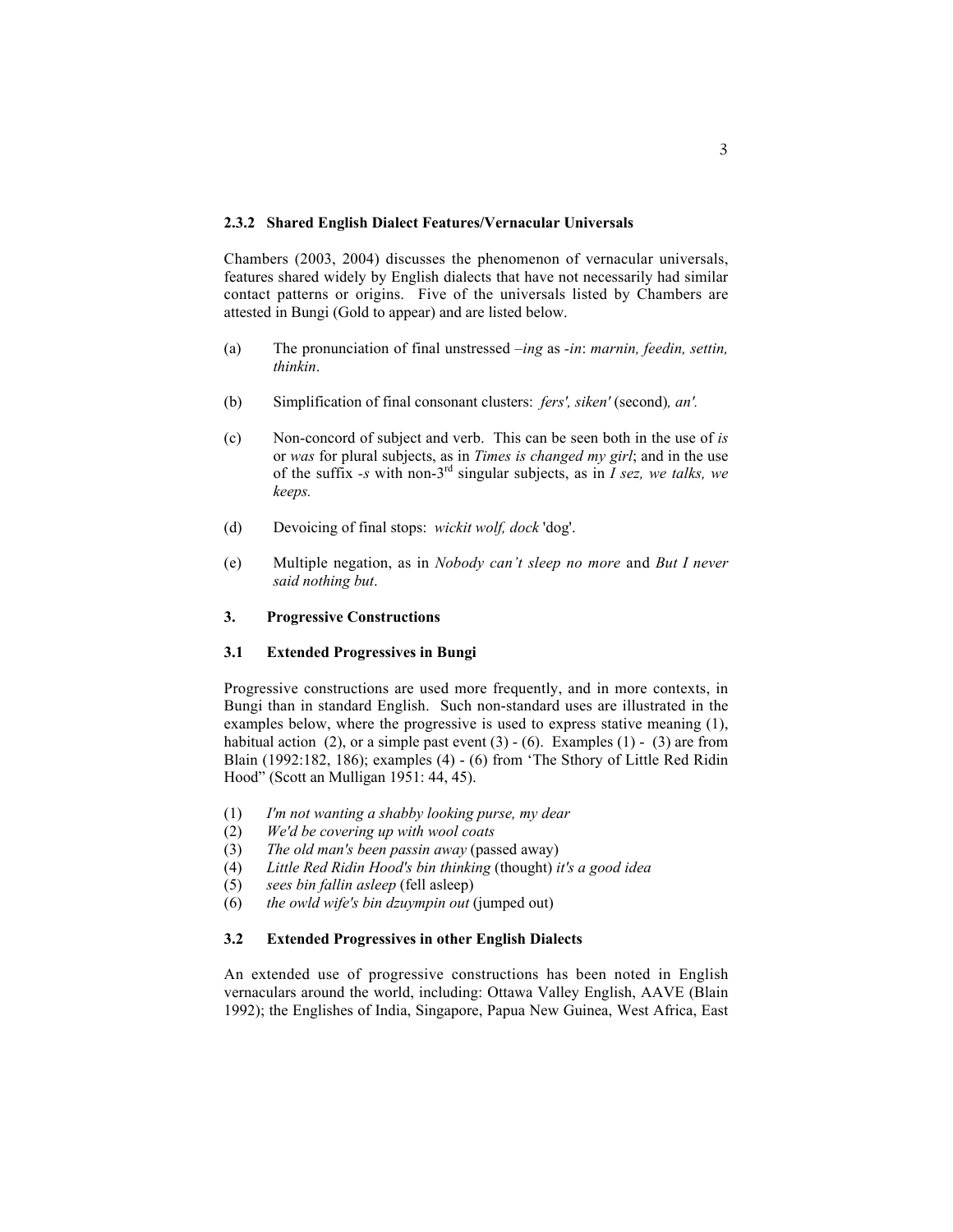### 2.3.2 Shared English Dialect Features/Vernacular Universals

Chambers (2003, 2004) discusses the phenomenon of vernacular universals, features shared widely by English dialects that have not necessarily had similar contact patterns or origins. Five of the universals listed by Chambers are attested in Bungi (Gold to appear) and are listed below.

(a) The pronunciation of final unstressed *–ing* as *-in*: *marnin, feedin, settin, thinkin*.

(b) Simplification of final consonant clusters: *fers', siken'* (second)*, an'.*

(c) Non-concord of subject and verb. This can be seen both in the use of *is* or *was* for plural subjects, as in *Times is changed my girl*; and in the use of the suffix *-s* with non-3rd singular subjects, as in *I sez, we talks, we keeps.*

(d) Devoicing of final stops: *wickit wolf, dock* 'dog'.

(e) Multiple negation, as in *Nobody can't sleep no more* and *But I never said nothing but*.

## 3. Progressive Constructions

### 3.1 Extended Progressives in Bungi

Progressive constructions are used more frequently, and in more contexts, in Bungi than in standard English. Such non-standard uses are illustrated in the examples below, where the progressive is used to express stative meaning (1), habitual action (2), or a simple past event (3) - (6). Examples (1) - (3) are from Blain (1992:182, 186); examples (4) - (6) from 'The Sthory of Little Red Ridin Hood" (Scott an Mulligan 1951: 44, 45).

(1) *I'm not wanting a shabby looking purse, my dear*
(2) *We'd be covering up with wool coats*
(3) *The old man's been passin away* (passed away)
(4) *Little Red Ridin Hood's bin thinking* (thought) *it's a good idea*
(5) *sees bin fallin asleep* (fell asleep)
(6) *the owld wife's bin dzuympin out* (jumped out)

### 3.2 Extended Progressives in other English Dialects

An extended use of progressive constructions has been noted in English vernaculars around the world, including: Ottawa Valley English, AAVE (Blain 1992); the Englishes of India, Singapore, Papua New Guinea, West Africa, East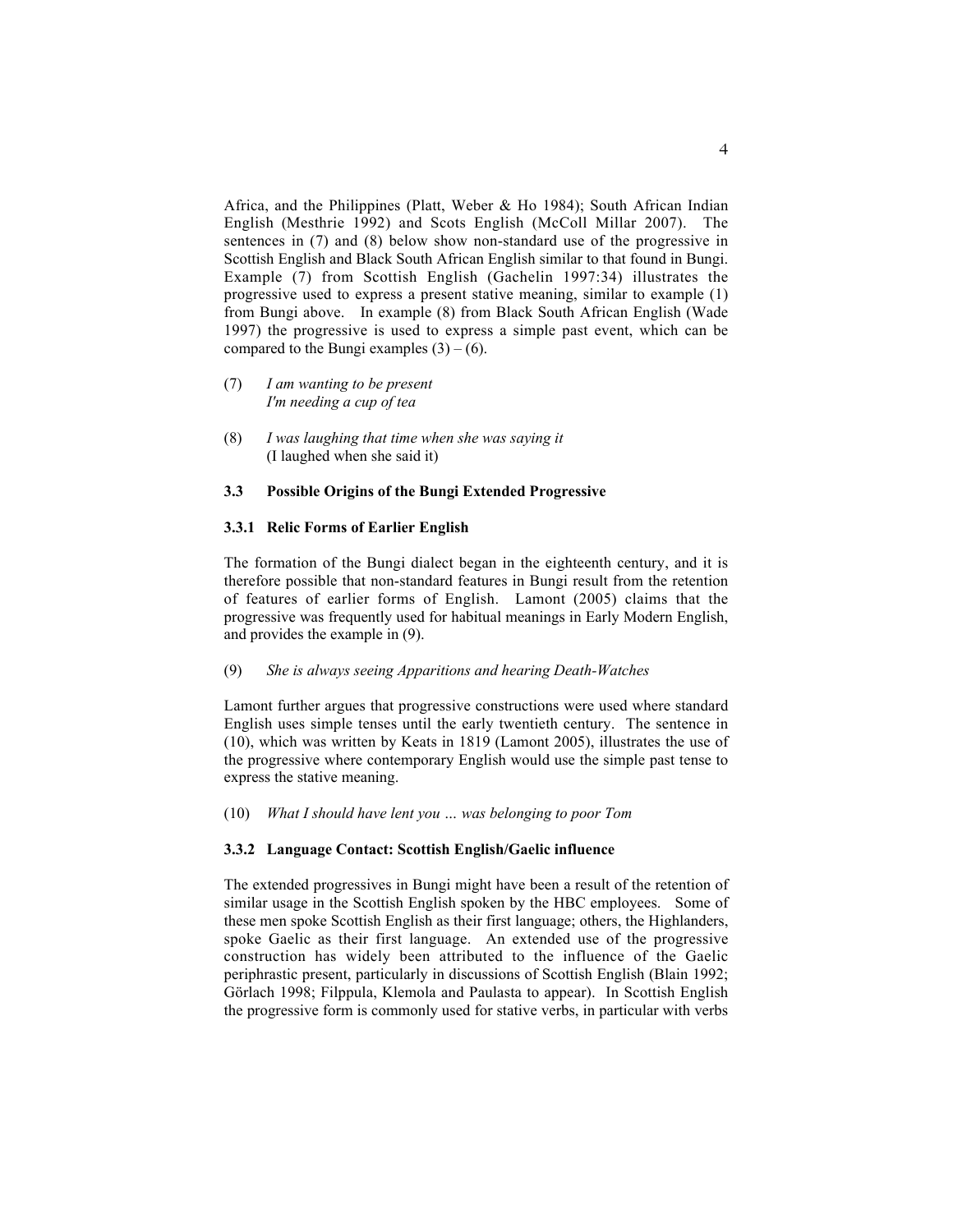Africa, and the Philippines (Platt, Weber & Ho 1984); South African Indian English (Mesthrie 1992) and Scots English (McColl Millar 2007). The sentences in (7) and (8) below show non-standard use of the progressive in Scottish English and Black South African English similar to that found in Bungi. Example (7) from Scottish English (Gachelin 1997:34) illustrates the progressive used to express a present stative meaning, similar to example (1) from Bungi above. In example (8) from Black South African English (Wade 1997) the progressive is used to express a simple past event, which can be compared to the Bungi examples (3) – (6).

(7) *I am wanting to be present*
*I'm needing a cup of tea*

(8) *I was laughing that time when she was saying it*
(I laughed when she said it)

### 3.3 Possible Origins of the Bungi Extended Progressive

#### 3.3.1 Relic Forms of Earlier English

The formation of the Bungi dialect began in the eighteenth century, and it is therefore possible that non-standard features in Bungi result from the retention of features of earlier forms of English. Lamont (2005) claims that the progressive was frequently used for habitual meanings in Early Modern English, and provides the example in (9).

(9) *She is always seeing Apparitions and hearing Death-Watches*

Lamont further argues that progressive constructions were used where standard English uses simple tenses until the early twentieth century. The sentence in (10), which was written by Keats in 1819 (Lamont 2005), illustrates the use of the progressive where contemporary English would use the simple past tense to express the stative meaning.

(10) *What I should have lent you … was belonging to poor Tom*

#### 3.3.2 Language Contact: Scottish English/Gaelic influence

The extended progressives in Bungi might have been a result of the retention of similar usage in the Scottish English spoken by the HBC employees. Some of these men spoke Scottish English as their first language; others, the Highlanders, spoke Gaelic as their first language. An extended use of the progressive construction has widely been attributed to the influence of the Gaelic periphrastic present, particularly in discussions of Scottish English (Blain 1992; Görlach 1998; Filppula, Klemola and Paulasta to appear). In Scottish English the progressive form is commonly used for stative verbs, in particular with verbs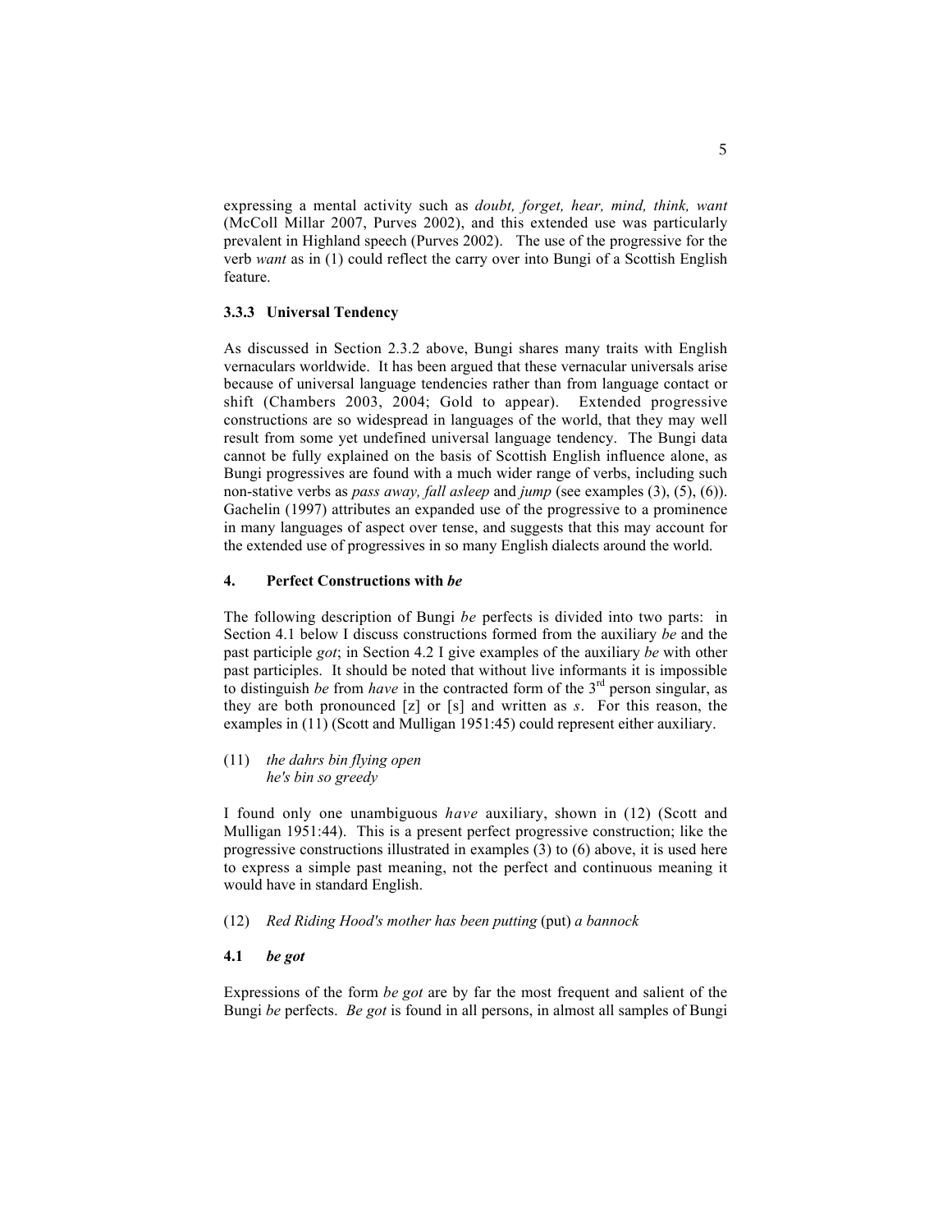expressing a mental activity such as *doubt, forget, hear, mind, think, want* (McColl Millar 2007, Purves 2002), and this extended use was particularly prevalent in Highland speech (Purves 2002). The use of the progressive for the verb *want* as in (1) could reflect the carry over into Bungi of a Scottish English feature.

### 3.3.3 Universal Tendency

As discussed in Section 2.3.2 above, Bungi shares many traits with English vernaculars worldwide. It has been argued that these vernacular universals arise because of universal language tendencies rather than from language contact or shift (Chambers 2003, 2004; Gold to appear). Extended progressive constructions are so widespread in languages of the world, that they may well result from some yet undefined universal language tendency. The Bungi data cannot be fully explained on the basis of Scottish English influence alone, as Bungi progressives are found with a much wider range of verbs, including such non-stative verbs as *pass away, fall asleep* and *jump* (see examples (3), (5), (6)). Gachelin (1997) attributes an expanded use of the progressive to a prominence in many languages of aspect over tense, and suggests that this may account for the extended use of progressives in so many English dialects around the world.

## 4. Perfect Constructions with *be*

The following description of Bungi *be* perfects is divided into two parts: in Section 4.1 below I discuss constructions formed from the auxiliary *be* and the past participle *got*; in Section 4.2 I give examples of the auxiliary *be* with other past participles. It should be noted that without live informants it is impossible to distinguish *be* from *have* in the contracted form of the 3rd person singular, as they are both pronounced [z] or [s] and written as *s*. For this reason, the examples in (11) (Scott and Mulligan 1951:45) could represent either auxiliary.

(11) *the dahrs bin flying open*
*he's bin so greedy*

I found only one unambiguous *have* auxiliary, shown in (12) (Scott and Mulligan 1951:44). This is a present perfect progressive construction; like the progressive constructions illustrated in examples (3) to (6) above, it is used here to express a simple past meaning, not the perfect and continuous meaning it would have in standard English.

(12) *Red Riding Hood's mother has been putting* (put) *a bannock*

### 4.1 *be got*

Expressions of the form *be got* are by far the most frequent and salient of the Bungi *be* perfects. *Be got* is found in all persons, in almost all samples of Bungi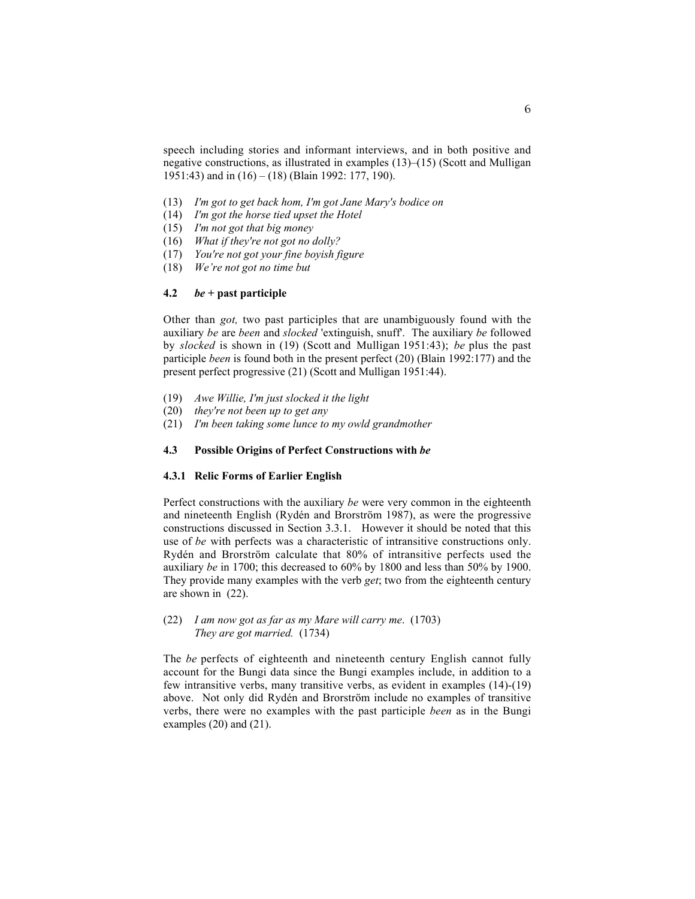speech including stories and informant interviews, and in both positive and negative constructions, as illustrated in examples (13)–(15) (Scott and Mulligan 1951:43) and in (16) – (18) (Blain 1992: 177, 190).

(13) *I'm got to get back hom, I'm got Jane Mary's bodice on*
(14) *I'm got the horse tied upset the Hotel*
(15) *I'm not got that big money*
(16) *What if they're not got no dolly?*
(17) *You're not got your fine boyish figure*
(18) *We're not got no time but*

### 4.2 *be* + past participle

Other than *got,* two past participles that are unambiguously found with the auxiliary *be* are *been* and *slocked* 'extinguish, snuff'. The auxiliary *be* followed by *slocked* is shown in (19) (Scott and Mulligan 1951:43); *be* plus the past participle *been* is found both in the present perfect (20) (Blain 1992:177) and the present perfect progressive (21) (Scott and Mulligan 1951:44).

(19) *Awe Willie, I'm just slocked it the light*
(20) *they're not been up to get any*
(21) *I'm been taking some lunce to my owld grandmother*

### 4.3 Possible Origins of Perfect Constructions with *be*

#### 4.3.1 Relic Forms of Earlier English

Perfect constructions with the auxiliary *be* were very common in the eighteenth and nineteenth English (Rydén and Brorström 1987), as were the progressive constructions discussed in Section 3.3.1. However it should be noted that this use of *be* with perfects was a characteristic of intransitive constructions only. Rydén and Brorström calculate that 80% of intransitive perfects used the auxiliary *be* in 1700; this decreased to 60% by 1800 and less than 50% by 1900. They provide many examples with the verb *get*; two from the eighteenth century are shown in (22).

(22) *I am now got as far as my Mare will carry me*. (1703)
*They are got married.* (1734)

The *be* perfects of eighteenth and nineteenth century English cannot fully account for the Bungi data since the Bungi examples include, in addition to a few intransitive verbs, many transitive verbs, as evident in examples (14)-(19) above. Not only did Rydén and Brorström include no examples of transitive verbs, there were no examples with the past participle *been* as in the Bungi examples (20) and (21).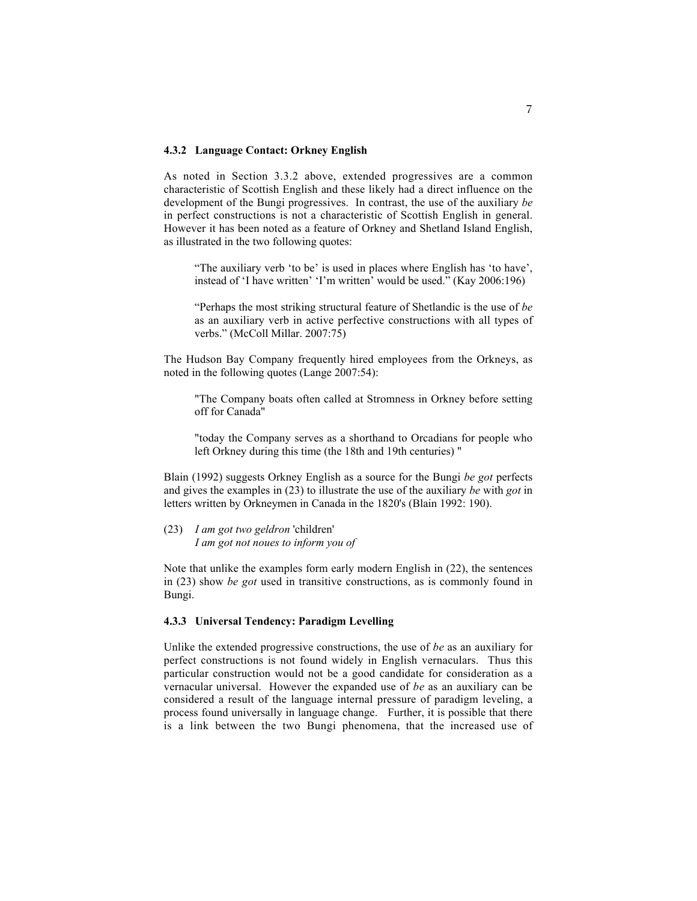### 4.3.2 Language Contact: Orkney English

As noted in Section 3.3.2 above, extended progressives are a common characteristic of Scottish English and these likely had a direct influence on the development of the Bungi progressives. In contrast, the use of the auxiliary *be* in perfect constructions is not a characteristic of Scottish English in general. However it has been noted as a feature of Orkney and Shetland Island English, as illustrated in the two following quotes:

> "The auxiliary verb 'to be' is used in places where English has 'to have', instead of 'I have written' 'I'm written' would be used." (Kay 2006:196)

> "Perhaps the most striking structural feature of Shetlandic is the use of *be* as an auxiliary verb in active perfective constructions with all types of verbs." (McColl Millar. 2007:75)

The Hudson Bay Company frequently hired employees from the Orkneys, as noted in the following quotes (Lange 2007:54):

> "The Company boats often called at Stromness in Orkney before setting off for Canada"

> "today the Company serves as a shorthand to Orcadians for people who left Orkney during this time (the 18th and 19th centuries) "

Blain (1992) suggests Orkney English as a source for the Bungi *be got* perfects and gives the examples in (23) to illustrate the use of the auxiliary *be* with *got* in letters written by Orkneymen in Canada in the 1820's (Blain 1992: 190).

(23) *I am got two geldron* 'children'
*I am got not noues to inform you of*

Note that unlike the examples form early modern English in (22), the sentences in (23) show *be got* used in transitive constructions, as is commonly found in Bungi.

### 4.3.3 Universal Tendency: Paradigm Levelling

Unlike the extended progressive constructions, the use of *be* as an auxiliary for perfect constructions is not found widely in English vernaculars. Thus this particular construction would not be a good candidate for consideration as a vernacular universal. However the expanded use of *be* as an auxiliary can be considered a result of the language internal pressure of paradigm leveling, a process found universally in language change. Further, it is possible that there is a link between the two Bungi phenomena, that the increased use of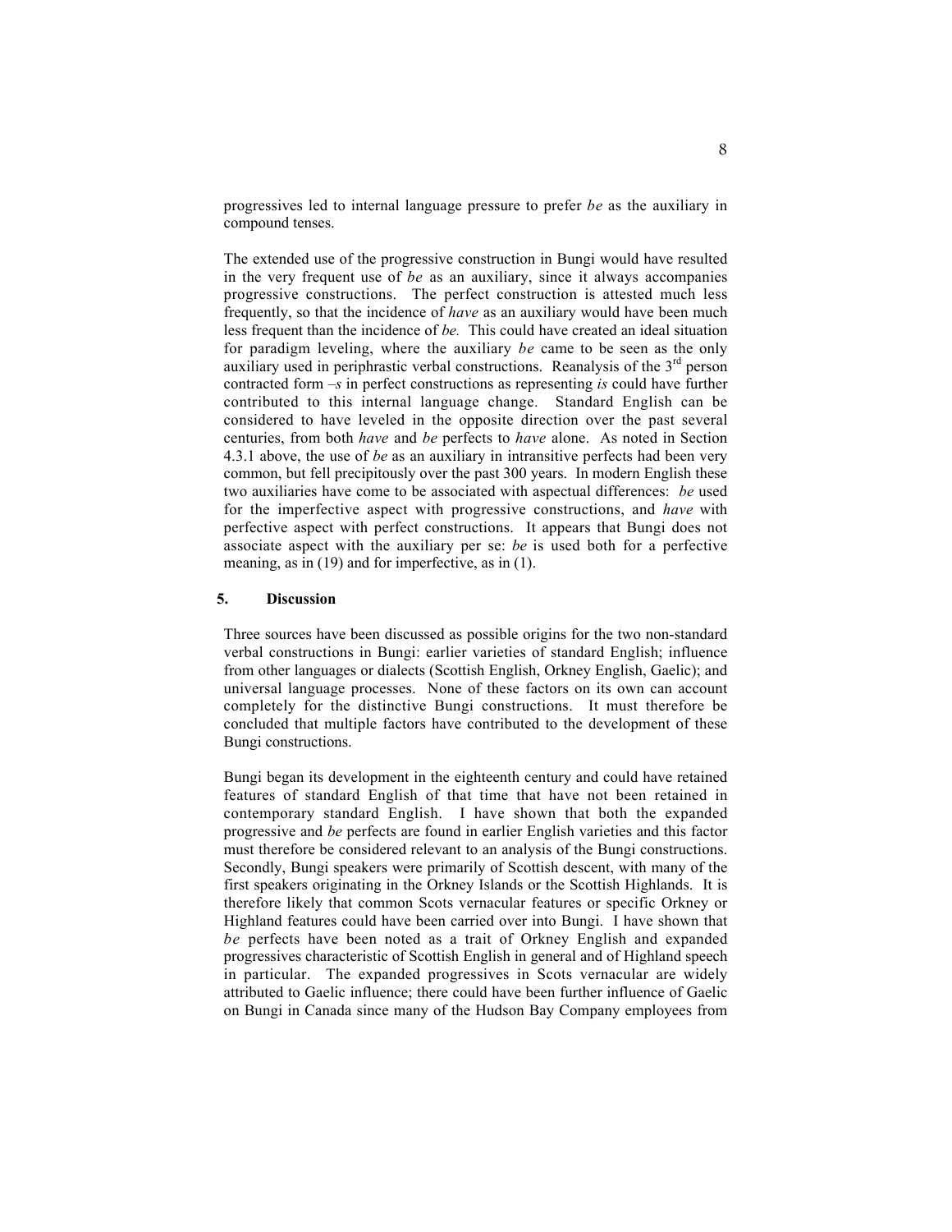progressives led to internal language pressure to prefer *be* as the auxiliary in compound tenses.

The extended use of the progressive construction in Bungi would have resulted in the very frequent use of *be* as an auxiliary, since it always accompanies progressive constructions. The perfect construction is attested much less frequently, so that the incidence of *have* as an auxiliary would have been much less frequent than the incidence of *be.* This could have created an ideal situation for paradigm leveling, where the auxiliary *be* came to be seen as the only auxiliary used in periphrastic verbal constructions. Reanalysis of the 3rd person contracted form *–s* in perfect constructions as representing *is* could have further contributed to this internal language change. Standard English can be considered to have leveled in the opposite direction over the past several centuries, from both *have* and *be* perfects to *have* alone. As noted in Section 4.3.1 above, the use of *be* as an auxiliary in intransitive perfects had been very common, but fell precipitously over the past 300 years. In modern English these two auxiliaries have come to be associated with aspectual differences: *be* used for the imperfective aspect with progressive constructions, and *have* with perfective aspect with perfect constructions. It appears that Bungi does not associate aspect with the auxiliary per se: *be* is used both for a perfective meaning, as in (19) and for imperfective, as in (1).

## 5. Discussion

Three sources have been discussed as possible origins for the two non-standard verbal constructions in Bungi: earlier varieties of standard English; influence from other languages or dialects (Scottish English, Orkney English, Gaelic); and universal language processes. None of these factors on its own can account completely for the distinctive Bungi constructions. It must therefore be concluded that multiple factors have contributed to the development of these Bungi constructions.

Bungi began its development in the eighteenth century and could have retained features of standard English of that time that have not been retained in contemporary standard English. I have shown that both the expanded progressive and *be* perfects are found in earlier English varieties and this factor must therefore be considered relevant to an analysis of the Bungi constructions. Secondly, Bungi speakers were primarily of Scottish descent, with many of the first speakers originating in the Orkney Islands or the Scottish Highlands. It is therefore likely that common Scots vernacular features or specific Orkney or Highland features could have been carried over into Bungi. I have shown that *be* perfects have been noted as a trait of Orkney English and expanded progressives characteristic of Scottish English in general and of Highland speech in particular. The expanded progressives in Scots vernacular are widely attributed to Gaelic influence; there could have been further influence of Gaelic on Bungi in Canada since many of the Hudson Bay Company employees from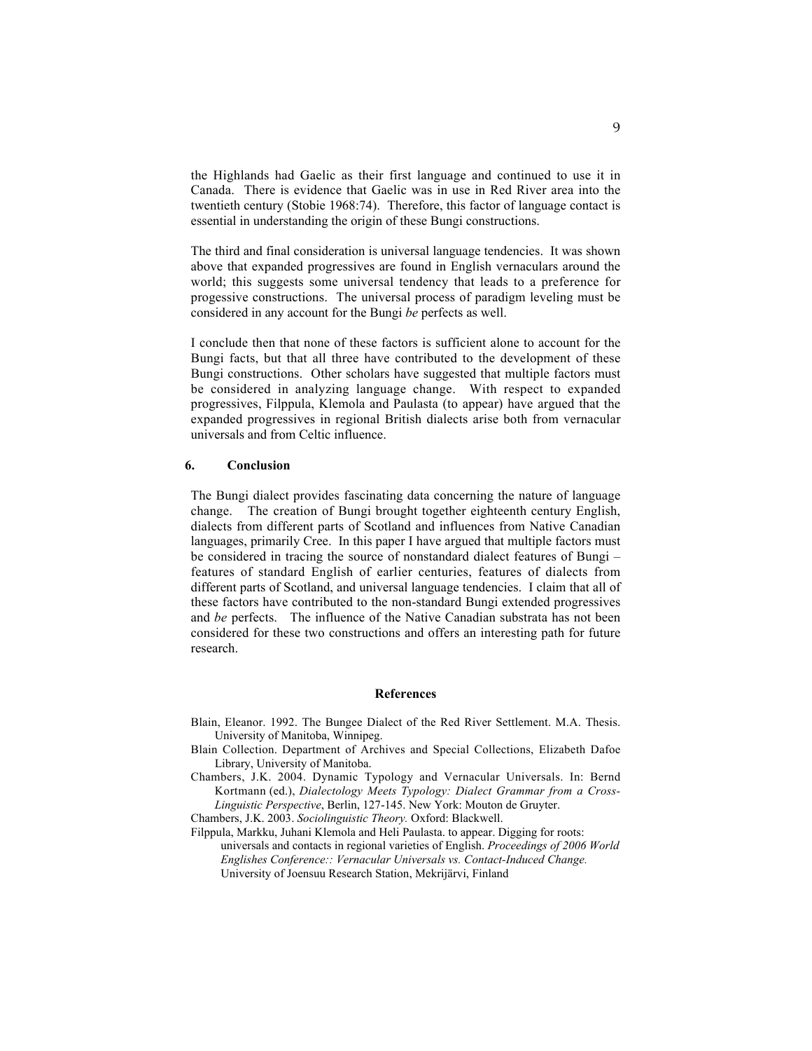the Highlands had Gaelic as their first language and continued to use it in Canada. There is evidence that Gaelic was in use in Red River area into the twentieth century (Stobie 1968:74). Therefore, this factor of language contact is essential in understanding the origin of these Bungi constructions.

The third and final consideration is universal language tendencies. It was shown above that expanded progressives are found in English vernaculars around the world; this suggests some universal tendency that leads to a preference for progessive constructions. The universal process of paradigm leveling must be considered in any account for the Bungi *be* perfects as well.

I conclude then that none of these factors is sufficient alone to account for the Bungi facts, but that all three have contributed to the development of these Bungi constructions. Other scholars have suggested that multiple factors must be considered in analyzing language change. With respect to expanded progressives, Filppula, Klemola and Paulasta (to appear) have argued that the expanded progressives in regional British dialects arise both from vernacular universals and from Celtic influence.

## 6. Conclusion

The Bungi dialect provides fascinating data concerning the nature of language change. The creation of Bungi brought together eighteenth century English, dialects from different parts of Scotland and influences from Native Canadian languages, primarily Cree. In this paper I have argued that multiple factors must be considered in tracing the source of nonstandard dialect features of Bungi – features of standard English of earlier centuries, features of dialects from different parts of Scotland, and universal language tendencies. I claim that all of these factors have contributed to the non-standard Bungi extended progressives and *be* perfects. The influence of the Native Canadian substrata has not been considered for these two constructions and offers an interesting path for future research.

## References

Blain, Eleanor. 1992. The Bungee Dialect of the Red River Settlement. M.A. Thesis. University of Manitoba, Winnipeg.

Blain Collection. Department of Archives and Special Collections, Elizabeth Dafoe Library, University of Manitoba.

Chambers, J.K. 2004. Dynamic Typology and Vernacular Universals. In: Bernd Kortmann (ed.), *Dialectology Meets Typology: Dialect Grammar from a Cross-Linguistic Perspective*, Berlin, 127-145. New York: Mouton de Gruyter.

Chambers, J.K. 2003. *Sociolinguistic Theory.* Oxford: Blackwell.

Filppula, Markku, Juhani Klemola and Heli Paulasta. to appear. Digging for roots: universals and contacts in regional varieties of English. *Proceedings of 2006 World Englishes Conference:: Vernacular Universals vs. Contact-Induced Change.* University of Joensuu Research Station, Mekrijärvi, Finland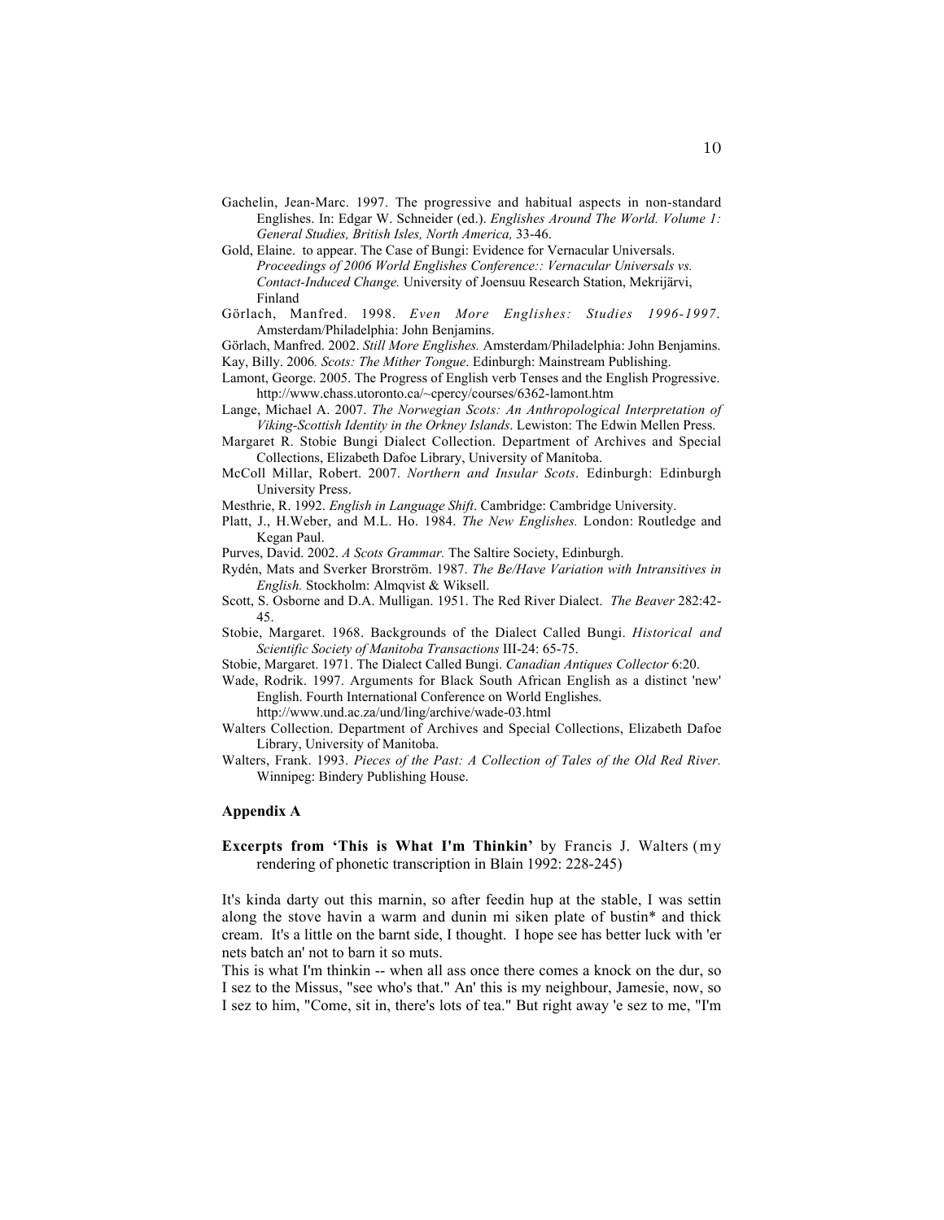Gachelin, Jean-Marc. 1997. The progressive and habitual aspects in non-standard Englishes. In: Edgar W. Schneider (ed.). *Englishes Around The World. Volume 1: General Studies, British Isles, North America,* 33-46.

Gold, Elaine. to appear. The Case of Bungi: Evidence for Vernacular Universals. *Proceedings of 2006 World Englishes Conference:: Vernacular Universals vs. Contact-Induced Change.* University of Joensuu Research Station, Mekrijärvi, Finland

Görlach, Manfred. 1998. *Even More Englishes: Studies 1996-1997*. Amsterdam/Philadelphia: John Benjamins.

Görlach, Manfred. 2002. *Still More Englishes.* Amsterdam/Philadelphia: John Benjamins.

Kay, Billy. 2006*. Scots: The Mither Tongue*. Edinburgh: Mainstream Publishing.

Lamont, George. 2005. The Progress of English verb Tenses and the English Progressive. http://www.chass.utoronto.ca/~cpercy/courses/6362-lamont.htm

Lange, Michael A. 2007. *The Norwegian Scots: An Anthropological Interpretation of Viking-Scottish Identity in the Orkney Islands*. Lewiston: The Edwin Mellen Press.

Margaret R. Stobie Bungi Dialect Collection. Department of Archives and Special Collections, Elizabeth Dafoe Library, University of Manitoba.

McColl Millar, Robert. 2007. *Northern and Insular Scots*. Edinburgh: Edinburgh University Press.

Mesthrie, R. 1992. *English in Language Shift*. Cambridge: Cambridge University.

Platt, J., H.Weber, and M.L. Ho. 1984. *The New Englishes.* London: Routledge and Kegan Paul.

Purves, David. 2002. *A Scots Grammar.* The Saltire Society, Edinburgh.

Rydén, Mats and Sverker Brorström. 1987. *The Be/Have Variation with Intransitives in English.* Stockholm: Almqvist & Wiksell.

Scott, S. Osborne and D.A. Mulligan. 1951. The Red River Dialect. *The Beaver* 282:42-45.

Stobie, Margaret. 1968. Backgrounds of the Dialect Called Bungi. *Historical and Scientific Society of Manitoba Transactions* III-24: 65-75.

Stobie, Margaret. 1971. The Dialect Called Bungi. *Canadian Antiques Collector* 6:20.

Wade, Rodrik. 1997. Arguments for Black South African English as a distinct 'new' English. Fourth International Conference on World Englishes. http://www.und.ac.za/und/ling/archive/wade-03.html

Walters Collection. Department of Archives and Special Collections, Elizabeth Dafoe Library, University of Manitoba.

Walters, Frank. 1993. *Pieces of the Past: A Collection of Tales of the Old Red River.* Winnipeg: Bindery Publishing House.

## Appendix A

**Excerpts from 'This is What I'm Thinkin'** by Francis J. Walters (my rendering of phonetic transcription in Blain 1992: 228-245)

It's kinda darty out this marnin, so after feedin hup at the stable, I was settin along the stove havin a warm and dunin mi siken plate of bustin* and thick cream. It's a little on the barnt side, I thought. I hope see has better luck with 'er nets batch an' not to barn it so muts.

This is what I'm thinkin -- when all ass once there comes a knock on the dur, so I sez to the Missus, "see who's that." An' this is my neighbour, Jamesie, now, so I sez to him, "Come, sit in, there's lots of tea." But right away 'e sez to me, "I'm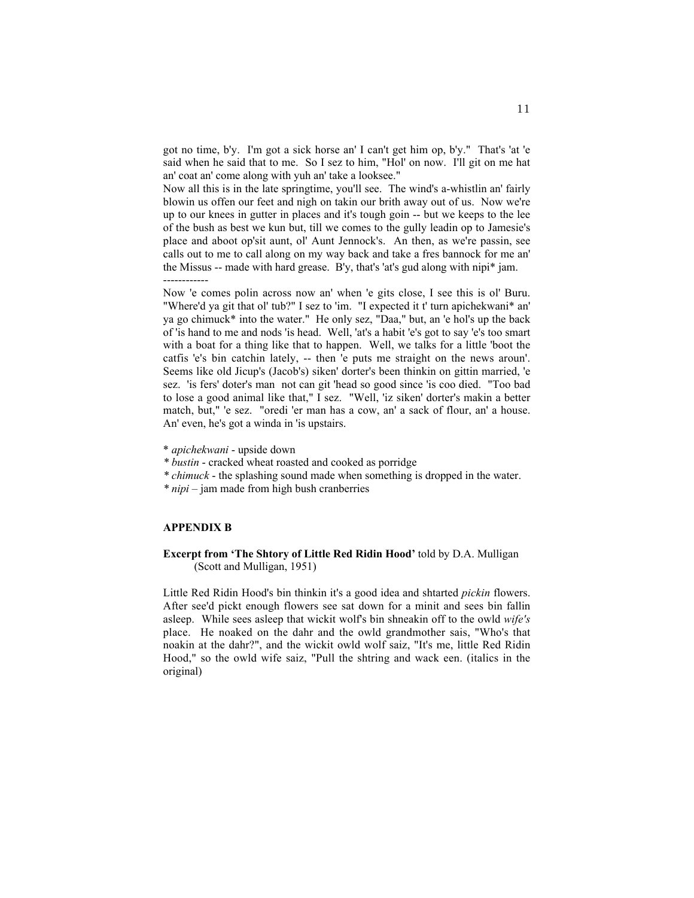got no time, b'y. I'm got a sick horse an' I can't get him op, b'y." That's 'at 'e said when he said that to me. So I sez to him, "Hol' on now. I'll git on me hat an' coat an' come along with yuh an' take a looksee."

Now all this is in the late springtime, you'll see. The wind's a-whistlin an' fairly blowin us offen our feet and nigh on takin our brith away out of us. Now we're up to our knees in gutter in places and it's tough goin -- but we keeps to the lee of the bush as best we kun but, till we comes to the gully leadin op to Jamesie's place and aboot op'sit aunt, ol' Aunt Jennock's. An then, as we're passin, see calls out to me to call along on my way back and take a fres bannock for me an' the Missus -- made with hard grease. B'y, that's 'at's gud along with nipi* jam.

------------

Now 'e comes polin across now an' when 'e gits close, I see this is ol' Buru. "Where'd ya git that ol' tub?" I sez to 'im. "I expected it t' turn apichekwani* an' ya go chimuck* into the water." He only sez, "Daa," but, an 'e hol's up the back of 'is hand to me and nods 'is head. Well, 'at's a habit 'e's got to say 'e's too smart with a boat for a thing like that to happen. Well, we talks for a little 'boot the catfis 'e's bin catchin lately, -- then 'e puts me straight on the news aroun'. Seems like old Jicup's (Jacob's) siken' dorter's been thinkin on gittin married, 'e sez. 'is fers' doter's man not can git 'head so good since 'is coo died. "Too bad to lose a good animal like that," I sez. "Well, 'iz siken' dorter's makin a better match, but," 'e sez. "oredi 'er man has a cow, an' a sack of flour, an' a house. An' even, he's got a winda in 'is upstairs.

* *apichekwani* - upside down
* *bustin* - cracked wheat roasted and cooked as porridge
* *chimuck* - the splashing sound made when something is dropped in the water.
* *nipi* – jam made from high bush cranberries

## APPENDIX B

**Excerpt from 'The Shtory of Little Red Ridin Hood'** told by D.A. Mulligan (Scott and Mulligan, 1951)

Little Red Ridin Hood's bin thinkin it's a good idea and shtarted *pickin* flowers. After see'd pickt enough flowers see sat down for a minit and sees bin fallin asleep. While sees asleep that wickit wolf's bin shneakin off to the owld *wife's* place. He noaked on the dahr and the owld grandmother sais, "Who's that noakin at the dahr?", and the wickit owld wolf saiz, "It's me, little Red Ridin Hood," so the owld wife saiz, "Pull the shtring and wack een. (italics in the original)